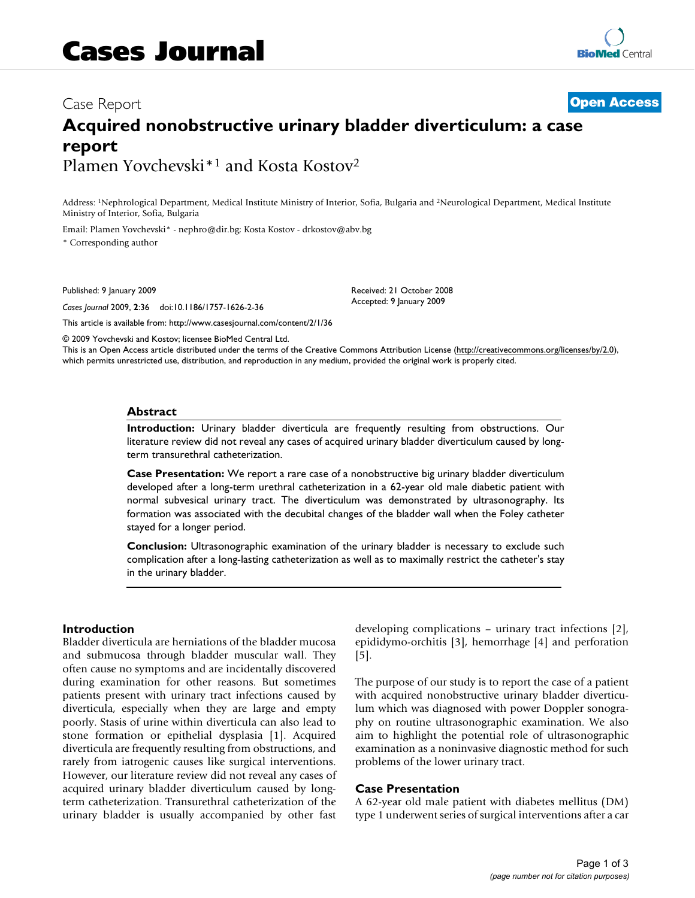# Cases Journal

Case Report

**Open Access**

# Acquired nonobstructive urinary bladder diverticulum: a case report

Plamen Yovchevski*[1] and Kosta Kostov[2]

Address: [1]Nephrological Department, Medical Institute Ministry of Interior, Sofia, Bulgaria and [2]Neurological Department, Medical Institute Ministry of Interior, Sofia, Bulgaria

Email: Plamen Yovchevski* - nephro@dir.bg; Kosta Kostov - drkostov@abv.bg

\* Corresponding author

Published: 9 January 2009

*Cases Journal* 2009, **2**:36 doi:10.1186/1757-1626-2-36

Received: 21 October 2008
Accepted: 9 January 2009

This article is available from: http://www.casesjournal.com/content/2/1/36

© 2009 Yovchevski and Kostov; licensee BioMed Central Ltd.
This is an Open Access article distributed under the terms of the Creative Commons Attribution License (http://creativecommons.org/licenses/by/2.0), which permits unrestricted use, distribution, and reproduction in any medium, provided the original work is properly cited.

## Abstract

**Introduction:** Urinary bladder diverticula are frequently resulting from obstructions. Our literature review did not reveal any cases of acquired urinary bladder diverticulum caused by long-term transurethral catheterization.

**Case Presentation:** We report a rare case of a nonobstructive big urinary bladder diverticulum developed after a long-term urethral catheterization in a 62-year old male diabetic patient with normal subvesical urinary tract. The diverticulum was demonstrated by ultrasonography. Its formation was associated with the decubital changes of the bladder wall when the Foley catheter stayed for a longer period.

**Conclusion:** Ultrasonographic examination of the urinary bladder is necessary to exclude such complication after a long-lasting catheterization as well as to maximally restrict the catheter's stay in the urinary bladder.

## Introduction

Bladder diverticula are herniations of the bladder mucosa and submucosa through bladder muscular wall. They often cause no symptoms and are incidentally discovered during examination for other reasons. But sometimes patients present with urinary tract infections caused by diverticula, especially when they are large and empty poorly. Stasis of urine within diverticula can also lead to stone formation or epithelial dysplasia [1]. Acquired diverticula are frequently resulting from obstructions, and rarely from iatrogenic causes like surgical interventions. However, our literature review did not reveal any cases of acquired urinary bladder diverticulum caused by long-term catheterization. Transurethral catheterization of the urinary bladder is usually accompanied by other fast developing complications – urinary tract infections [2], epididymo-orchitis [3], hemorrhage [4] and perforation [5].

The purpose of our study is to report the case of a patient with acquired nonobstructive urinary bladder diverticulum which was diagnosed with power Doppler sonography on routine ultrasonographic examination. We also aim to highlight the potential role of ultrasonographic examination as a noninvasive diagnostic method for such problems of the lower urinary tract.

## Case Presentation

A 62-year old male patient with diabetes mellitus (DM) type 1 underwent series of surgical interventions after a car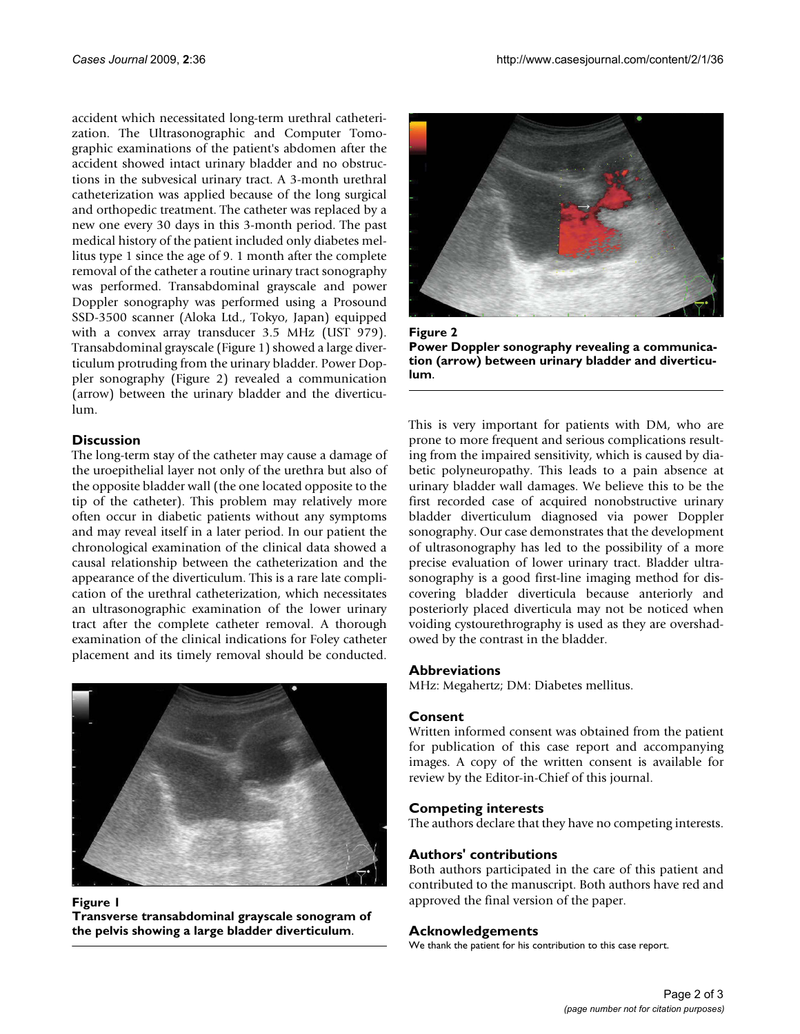accident which necessitated long-term urethral catheterization. The Ultrasonographic and Computer Tomographic examinations of the patient's abdomen after the accident showed intact urinary bladder and no obstructions in the subvesical urinary tract. A 3-month urethral catheterization was applied because of the long surgical and orthopedic treatment. The catheter was replaced by a new one every 30 days in this 3-month period. The past medical history of the patient included only diabetes mellitus type 1 since the age of 9. 1 month after the complete removal of the catheter a routine urinary tract sonography was performed. Transabdominal grayscale and power Doppler sonography was performed using a Prosound SSD-3500 scanner (Aloka Ltd., Tokyo, Japan) equipped with a convex array transducer 3.5 MHz (UST 979). Transabdominal grayscale (Figure 1) showed a large diverticulum protruding from the urinary bladder. Power Doppler sonography (Figure 2) revealed a communication (arrow) between the urinary bladder and the diverticulum.

## Discussion

The long-term stay of the catheter may cause a damage of the uroepithelial layer not only of the urethra but also of the opposite bladder wall (the one located opposite to the tip of the catheter). This problem may relatively more often occur in diabetic patients without any symptoms and may reveal itself in a later period. In our patient the chronological examination of the clinical data showed a causal relationship between the catheterization and the appearance of the diverticulum. This is a rare late complication of the urethral catheterization, which necessitates an ultrasonographic examination of the lower urinary tract after the complete catheter removal. A thorough examination of the clinical indications for Foley catheter placement and its timely removal should be conducted.

**Figure 1**
**Transverse transabdominal grayscale sonogram of the pelvis showing a large bladder diverticulum.**

**Figure 2**
**Power Doppler sonography revealing a communication (arrow) between urinary bladder and diverticulum.**

This is very important for patients with DM, who are prone to more frequent and serious complications resulting from the impaired sensitivity, which is caused by diabetic polyneuropathy. This leads to a pain absence at urinary bladder wall damages. We believe this to be the first recorded case of acquired nonobstructive urinary bladder diverticulum diagnosed via power Doppler sonography. Our case demonstrates that the development of ultrasonography has led to the possibility of a more precise evaluation of lower urinary tract. Bladder ultrasonography is a good first-line imaging method for discovering bladder diverticula because anteriorly and posteriorly placed diverticula may not be noticed when voiding cystourethrography is used as they are overshadowed by the contrast in the bladder.

## Abbreviations

MHz: Megahertz; DM: Diabetes mellitus.

## Consent

Written informed consent was obtained from the patient for publication of this case report and accompanying images. A copy of the written consent is available for review by the Editor-in-Chief of this journal.

## Competing interests

The authors declare that they have no competing interests.

## Authors' contributions

Both authors participated in the care of this patient and contributed to the manuscript. Both authors have red and approved the final version of the paper.

## Acknowledgements

We thank the patient for his contribution to this case report.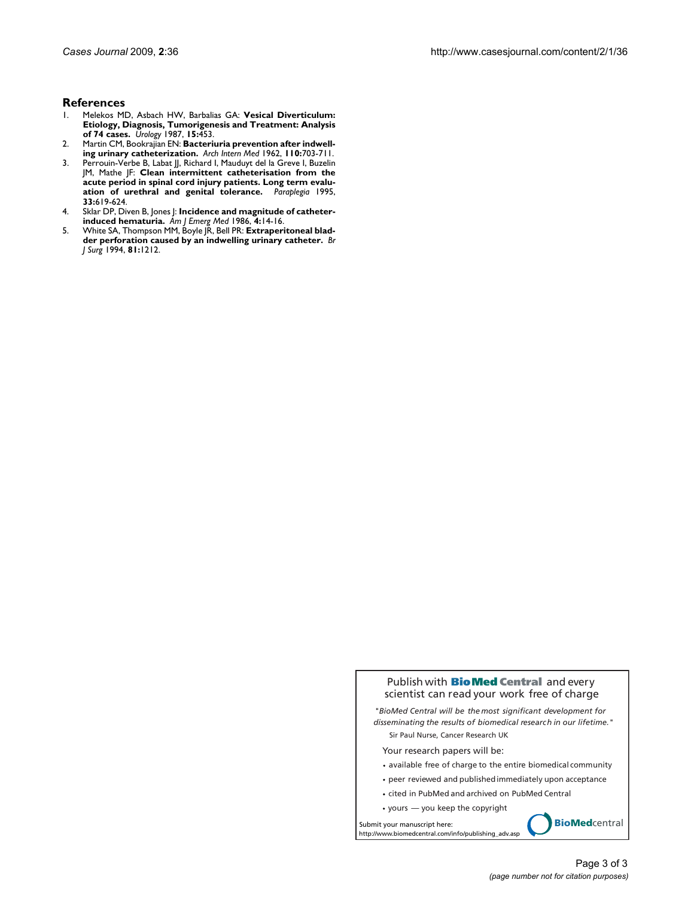## References

1. Melekos MD, Asbach HW, Barbalias GA: **Vesical Diverticulum: Etiology, Diagnosis, Tumorigenesis and Treatment: Analysis of 74 cases.** *Urology* 1987, **15:**453.
2. Martin CM, Bookrajian EN: **Bacteriuria prevention after indwelling urinary catheterization.** *Arch Intern Med* 1962, **110:**703-711.
3. Perrouin-Verbe B, Labat JJ, Richard I, Mauduyt del la Greve I, Buzelin JM, Mathe JF: **Clean intermittent catheterisation from the acute period in spinal cord injury patients. Long term evaluation of urethral and genital tolerance.** *Paraplegia* 1995, **33:**619-624.
4. Sklar DP, Diven B, Jones J: **Incidence and magnitude of catheter-induced hematuria.** *Am J Emerg Med* 1986, **4:**14-16.
5. White SA, Thompson MM, Boyle JR, Bell PR: **Extraperitoneal bladder perforation caused by an indwelling urinary catheter.** *Br J Surg* 1994, **81:**1212.

Publish with **BioMed Central** and every scientist can read your work free of charge

*"BioMed Central will be the most significant development for disseminating the results of biomedical research in our lifetime."*

Sir Paul Nurse, Cancer Research UK

Your research papers will be:

- available free of charge to the entire biomedical community
- peer reviewed and published immediately upon acceptance
- cited in PubMed and archived on PubMed Central
- yours — you keep the copyright

Submit your manuscript here:
http://www.biomedcentral.com/info/publishing_adv.asp

**BioMed**central